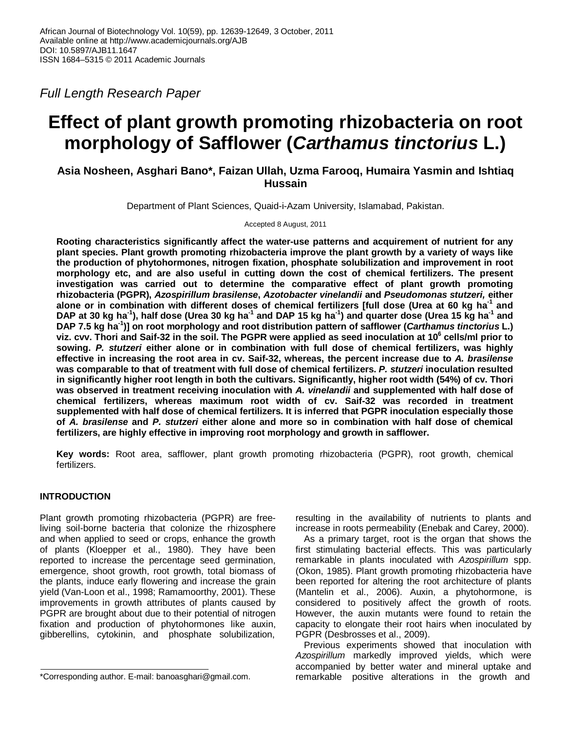Full Length Research Paper

# Effect of plant growth promoting rhizobacteria on root morphology of Safflower (*Carthamus tinctorius* L.)

**Asia Nosheen, Asghari Bano*, Faizan Ullah, Uzma Farooq, Humaira Yasmin and Ishtiaq Hussain**

Department of Plant Sciences, Quaid-i-Azam University, Islamabad, Pakistan.

Accepted 8 August, 2011

**Rooting characteristics significantly affect the water-use patterns and acquirement of nutrient for any plant species. Plant growth promoting rhizobacteria improve the plant growth by a variety of ways like the production of phytohormones, nitrogen fixation, phosphate solubilization and improvement in root morphology etc, and are also useful in cutting down the cost of chemical fertilizers. The present investigation was carried out to determine the comparative effect of plant growth promoting rhizobacteria (PGPR), *Azospirillum brasilense*, *Azotobacter vinelandii* and *Pseudomonas stutzeri,* either alone or in combination with different doses of chemical fertilizers [full dose (Urea at 60 kg ha$^{-1}$ and DAP at 30 kg ha$^{-1}$), half dose (Urea 30 kg ha$^{-1}$ and DAP 15 kg ha$^{-1}$) and quarter dose (Urea 15 kg ha$^{-1}$ and DAP 7.5 kg ha$^{-1}$)] on root morphology and root distribution pattern of safflower (*Carthamus tinctorius* L.) viz. cvv. Thori and Saif-32 in the soil. The PGPR were applied as seed inoculation at 10$^{6}$ cells/ml prior to sowing. *P. stutzeri* either alone or in combination with full dose of chemical fertilizers, was highly effective in increasing the root area in cv. Saif-32, whereas, the percent increase due to *A. brasilense* was comparable to that of treatment with full dose of chemical fertilizers. *P. stutzeri* inoculation resulted in significantly higher root length in both the cultivars. Significantly, higher root width (54%) of cv. Thori was observed in treatment receiving inoculation with *A. vinelandii* and supplemented with half dose of chemical fertilizers, whereas maximum root width of cv. Saif-32 was recorded in treatment supplemented with half dose of chemical fertilizers. It is inferred that PGPR inoculation especially those of *A. brasilense* and *P. stutzeri* either alone and more so in combination with half dose of chemical fertilizers, are highly effective in improving root morphology and growth in safflower.**

**Key words:** Root area, safflower, plant growth promoting rhizobacteria (PGPR), root growth, chemical fertilizers.

## INTRODUCTION

Plant growth promoting rhizobacteria (PGPR) are free-living soil-borne bacteria that colonize the rhizosphere and when applied to seed or crops, enhance the growth of plants (Kloepper et al., 1980). They have been reported to increase the percentage seed germination, emergence, shoot growth, root growth, total biomass of the plants, induce early flowering and increase the grain yield (Van-Loon et al., 1998; Ramamoorthy, 2001). These improvements in growth attributes of plants caused by PGPR are brought about due to their potential of nitrogen fixation and production of phytohormones like auxin, gibberellins, cytokinin, and phosphate solubilization, resulting in the availability of nutrients to plants and increase in roots permeability (Enebak and Carey, 2000).

As a primary target, root is the organ that shows the first stimulating bacterial effects. This was particularly remarkable in plants inoculated with *Azospirillum* spp. (Okon, 1985). Plant growth promoting rhizobacteria have been reported for altering the root architecture of plants (Mantelin et al., 2006). Auxin, a phytohormone, is considered to positively affect the growth of roots. However, the auxin mutants were found to retain the capacity to elongate their root hairs when inoculated by PGPR (Desbrosses et al., 2009).

Previous experiments showed that inoculation with *Azospirillum* markedly improved yields, which were accompanied by better water and mineral uptake and remarkable positive alterations in the growth and

*Corresponding author. E-mail: banoasghari@gmail.com.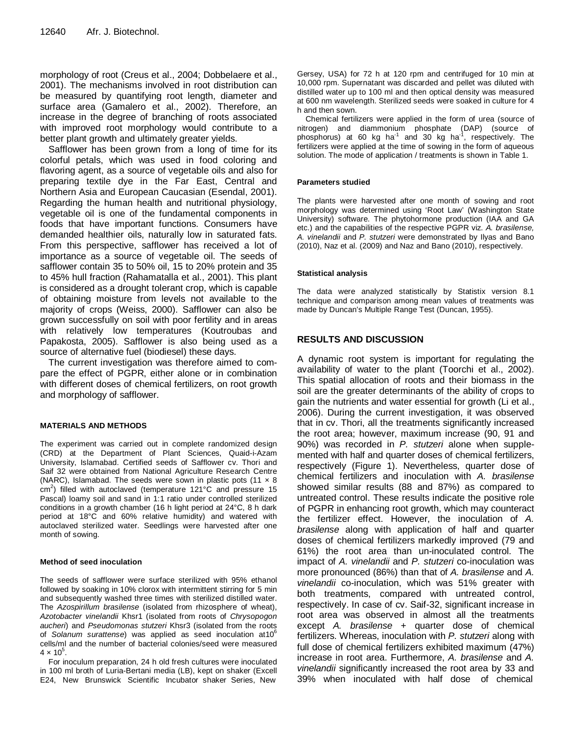morphology of root (Creus et al., 2004; Dobbelaere et al., 2001). The mechanisms involved in root distribution can be measured by quantifying root length, diameter and surface area (Gamalero et al., 2002). Therefore, an increase in the degree of branching of roots associated with improved root morphology would contribute to a better plant growth and ultimately greater yields.

Safflower has been grown from a long of time for its colorful petals, which was used in food coloring and flavoring agent, as a source of vegetable oils and also for preparing textile dye in the Far East, Central and Northern Asia and European Caucasian (Esendal, 2001). Regarding the human health and nutritional physiology, vegetable oil is one of the fundamental components in foods that have important functions. Consumers have demanded healthier oils, naturally low in saturated fats. From this perspective, safflower has received a lot of importance as a source of vegetable oil. The seeds of safflower contain 35 to 50% oil, 15 to 20% protein and 35 to 45% hull fraction (Rahamatalla et al., 2001). This plant is considered as a drought tolerant crop, which is capable of obtaining moisture from levels not available to the majority of crops (Weiss, 2000). Safflower can also be grown successfully on soil with poor fertility and in areas with relatively low temperatures (Koutroubas and Papakosta, 2005). Safflower is also being used as a source of alternative fuel (biodiesel) these days.

The current investigation was therefore aimed to compare the effect of PGPR, either alone or in combination with different doses of chemical fertilizers, on root growth and morphology of safflower.

## MATERIALS AND METHODS

The experiment was carried out in complete randomized design (CRD) at the Department of Plant Sciences, Quaid-i-Azam University, Islamabad. Certified seeds of Safflower cv. Thori and Saif 32 were obtained from National Agriculture Research Centre (NARC), Islamabad. The seeds were sown in plastic pots (11 × 8 $cm^2$) filled with autoclaved (temperature 121°C and pressure 15 Pascal) loamy soil and sand in 1:1 ratio under controlled sterilized conditions in a growth chamber (16 h light period at 24°C, 8 h dark period at 18°C and 60% relative humidity) and watered with autoclaved sterilized water. Seedlings were harvested after one month of sowing.

### Method of seed inoculation

The seeds of safflower were surface sterilized with 95% ethanol followed by soaking in 10% clorox with intermittent stirring for 5 min and subsequently washed three times with sterilized distilled water. The *Azospirillum brasilense* (isolated from rhizosphere of wheat), *Azotobacter vinelandii* Khsr1 (isolated from roots of *Chrysopogon aucheri*) and *Pseudomonas stutzeri* Khsr3 (isolated from the roots of *Solanum surattense*) was applied as seed inoculation at$10^6$ cells/ml and the number of bacterial colonies/seed were measured $4 \times 10^5$.

For inoculum preparation, 24 h old fresh cultures were inoculated in 100 ml broth of Luria-Bertani media (LB), kept on shaker (Excell E24, New Brunswick Scientific Incubator shaker Series, New Gersey, USA) for 72 h at 120 rpm and centrifuged for 10 min at 10,000 rpm. Supernatant was discarded and pellet was diluted with distilled water up to 100 ml and then optical density was measured at 600 nm wavelength. Sterilized seeds were soaked in culture for 4 h and then sown.

Chemical fertilizers were applied in the form of urea (source of nitrogen) and diammonium phosphate (DAP) (source of phosphorus) at 60 kg $ha^{-1}$ and 30 kg $ha^{-1}$, respectively. The fertilizers were applied at the time of sowing in the form of aqueous solution. The mode of application / treatments is shown in Table 1.

### Parameters studied

The plants were harvested after one month of sowing and root morphology was determined using 'Root Law' (Washington State University) software. The phytohormone production (IAA and GA etc.) and the capabilities of the respective PGPR viz. *A. brasilense, A. vinelandii* and *P. stutzeri* were demonstrated by Ilyas and Bano (2010), Naz et al. (2009) and Naz and Bano (2010), respectively.

### Statistical analysis

The data were analyzed statistically by Statistix version 8.1 technique and comparison among mean values of treatments was made by Duncan's Multiple Range Test (Duncan, 1955).

## RESULTS AND DISCUSSION

A dynamic root system is important for regulating the availability of water to the plant (Toorchi et al., 2002). This spatial allocation of roots and their biomass in the soil are the greater determinants of the ability of crops to gain the nutrients and water essential for growth (Li et al., 2006). During the current investigation, it was observed that in cv. Thori, all the treatments significantly increased the root area; however, maximum increase (90, 91 and 90%) was recorded in *P. stutzeri* alone when supplemented with half and quarter doses of chemical fertilizers, respectively (Figure 1). Nevertheless, quarter dose of chemical fertilizers and inoculation with *A. brasilense* showed similar results (88 and 87%) as compared to untreated control. These results indicate the positive role of PGPR in enhancing root growth, which may counteract the fertilizer effect. However, the inoculation of *A. brasilense* along with application of half and quarter doses of chemical fertilizers markedly improved (79 and 61%) the root area than un-inoculated control. The impact of *A. vinelandii* and *P. stutzeri* co-inoculation was more pronounced (86%) than that of *A. brasilense* and *A. vinelandii* co-inoculation, which was 51% greater with both treatments, compared with untreated control, respectively. In case of cv. Saif-32, significant increase in root area was observed in almost all the treatments except *A. brasilense* + quarter dose of chemical fertilizers. Whereas, inoculation with *P. stutzeri* along with full dose of chemical fertilizers exhibited maximum (47%) increase in root area. Furthermore, *A. brasilense* and *A. vinelandii* significantly increased the root area by 33 and 39% when inoculated with half dose of chemical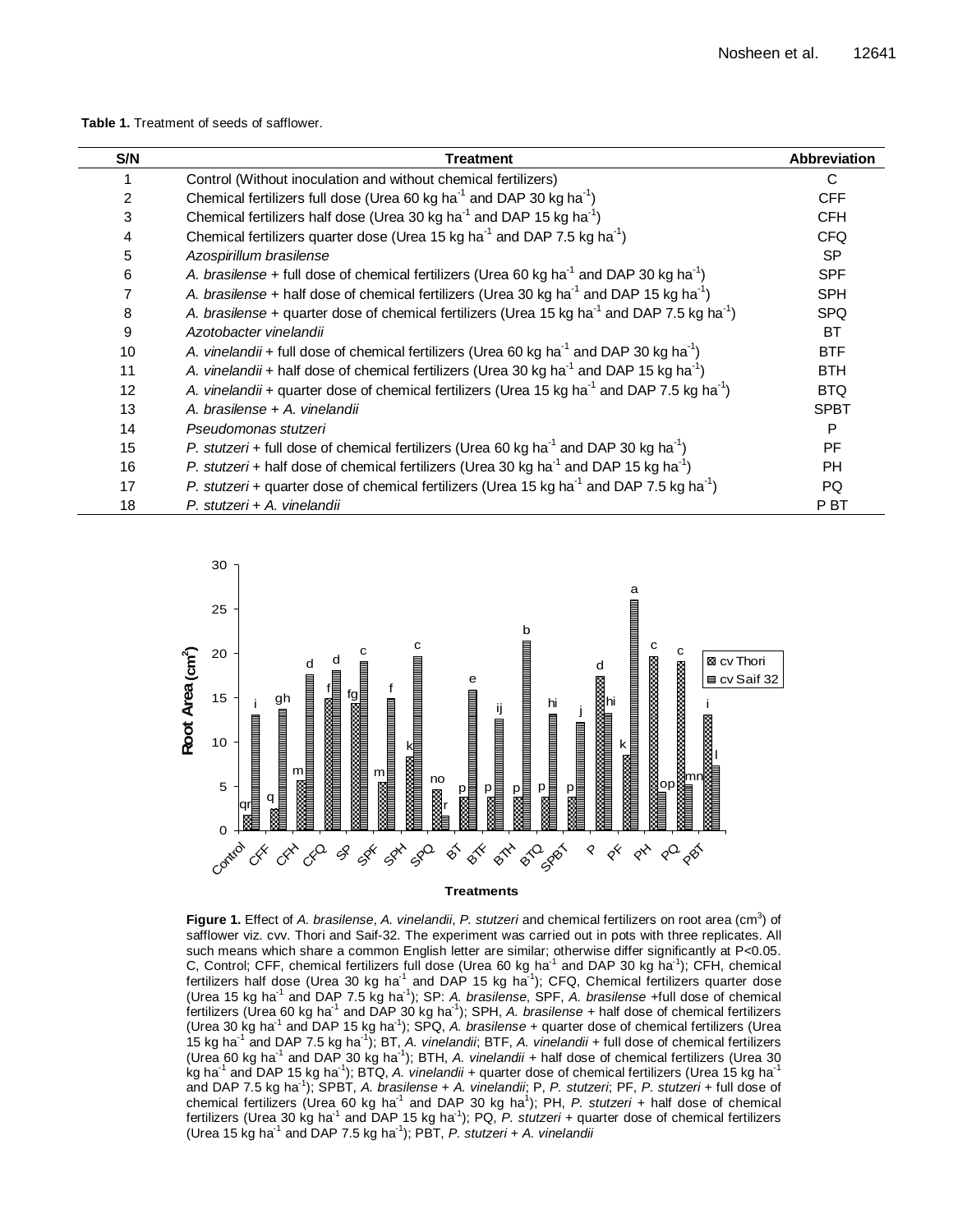**Table 1.** Treatment of seeds of safflower.

| S/N | Treatment | Abbreviation |
|---|---|---|
| 1 | Control (Without inoculation and without chemical fertilizers) | C |
| 2 | Chemical fertilizers full dose (Urea 60 kg ha$^{-1}$ and DAP 30 kg ha$^{-1}$) | CFF |
| 3 | Chemical fertilizers half dose (Urea 30 kg ha$^{-1}$ and DAP 15 kg ha$^{-1}$) | CFH |
| 4 | Chemical fertilizers quarter dose (Urea 15 kg ha$^{-1}$ and DAP 7.5 kg ha$^{-1}$) | CFQ |
| 5 | *Azospirillum brasilense* | SP |
| 6 | *A. brasilense* + full dose of chemical fertilizers (Urea 60 kg ha$^{-1}$ and DAP 30 kg ha$^{-1}$) | SPF |
| 7 | *A. brasilense* + half dose of chemical fertilizers (Urea 30 kg ha$^{-1}$ and DAP 15 kg ha$^{-1}$) | SPH |
| 8 | *A. brasilense* + quarter dose of chemical fertilizers (Urea 15 kg ha$^{-1}$ and DAP 7.5 kg ha$^{-1}$) | SPQ |
| 9 | *Azotobacter vinelandii* | BT |
| 10 | *A. vinelandii* + full dose of chemical fertilizers (Urea 60 kg ha$^{-1}$ and DAP 30 kg ha$^{-1}$) | BTF |
| 11 | *A. vinelandii* + half dose of chemical fertilizers (Urea 30 kg ha$^{-1}$ and DAP 15 kg ha$^{-1}$) | BTH |
| 12 | *A. vinelandii* + quarter dose of chemical fertilizers (Urea 15 kg ha$^{-1}$ and DAP 7.5 kg ha$^{-1}$) | BTQ |
| 13 | *A. brasilense + A. vinelandii* | SPBT |
| 14 | *Pseudomonas stutzeri* | P |
| 15 | *P. stutzeri* + full dose of chemical fertilizers (Urea 60 kg ha$^{-1}$ and DAP 30 kg ha$^{-1}$) | PF |
| 16 | *P. stutzeri* + half dose of chemical fertilizers (Urea 30 kg ha$^{-1}$ and DAP 15 kg ha$^{-1}$) | PH |
| 17 | *P. stutzeri* + quarter dose of chemical fertilizers (Urea 15 kg ha$^{-1}$ and DAP 7.5 kg ha$^{-1}$) | PQ |
| 18 | *P. stutzeri + A. vinelandii* | P BT |

**Figure 1.** Effect of *A. brasilense*, *A. vinelandii*, *P. stutzeri* and chemical fertilizers on root area (cm$^3$) of safflower viz. cvv. Thori and Saif-32. The experiment was carried out in pots with three replicates. All such means which share a common English letter are similar; otherwise differ significantly at P<0.05. C, Control; CFF, chemical fertilizers full dose (Urea 60 kg ha$^{-1}$ and DAP 30 kg ha$^{-1}$); CFH, chemical fertilizers half dose (Urea 30 kg ha$^{-1}$ and DAP 15 kg ha$^{-1}$); CFQ, Chemical fertilizers quarter dose (Urea 15 kg ha$^{-1}$ and DAP 7.5 kg ha$^{-1}$); SP: *A. brasilense*, SPF, *A. brasilense* +full dose of chemical fertilizers (Urea 60 kg ha$^{-1}$ and DAP 30 kg ha$^{-1}$); SPH, *A. brasilense* + half dose of chemical fertilizers (Urea 30 kg ha$^{-1}$ and DAP 15 kg ha$^{-1}$); SPQ, *A. brasilense* + quarter dose of chemical fertilizers (Urea 15 kg ha$^{-1}$ and DAP 7.5 kg ha$^{-1}$); BT, *A. vinelandii*; BTF, *A. vinelandii* + full dose of chemical fertilizers (Urea 60 kg ha$^{-1}$ and DAP 30 kg ha$^{-1}$); BTH, *A. vinelandii* + half dose of chemical fertilizers (Urea 30 kg ha$^{-1}$ and DAP 15 kg ha$^{-1}$); BTQ, *A. vinelandii* + quarter dose of chemical fertilizers (Urea 15 kg ha$^{-1}$ and DAP 7.5 kg ha$^{-1}$); SPBT, *A. brasilense* + *A. vinelandii*; P, *P. stutzeri*; PF, *P. stutzeri* + full dose of chemical fertilizers (Urea 60 kg ha$^{-1}$ and DAP 30 kg ha$^{1}$); PH, *P. stutzeri* + half dose of chemical fertilizers (Urea 30 kg ha$^{-1}$ and DAP 15 kg ha$^{-1}$); PQ, *P. stutzeri* + quarter dose of chemical fertilizers (Urea 15 kg ha$^{-1}$ and DAP 7.5 kg ha$^{-1}$); PBT, *P. stutzeri* + *A. vinelandii*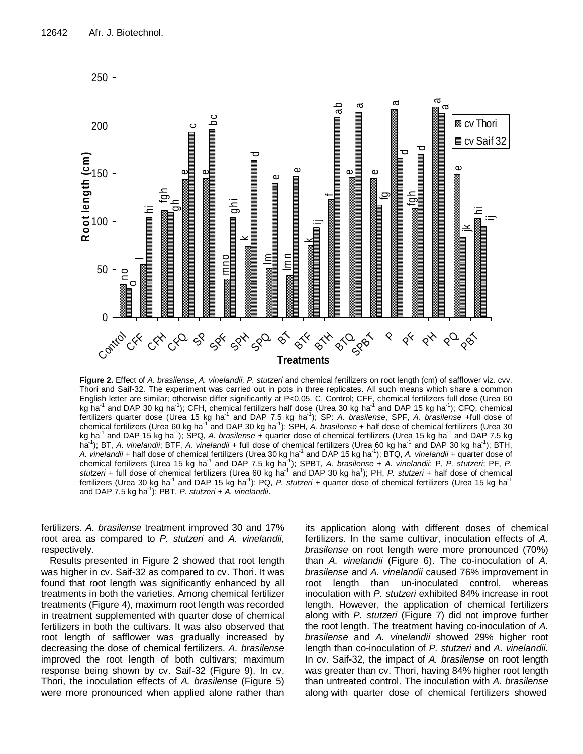**Figure 2.** Effect of *A. brasilense*, *A. vinelandii, P. stutzeri* and chemical fertilizers on root length (cm) of safflower viz. cvv. Thori and Saif-32. The experiment was carried out in pots in three replicates. All such means which share a common English letter are similar; otherwise differ significantly at P<0.05. C, Control; CFF, chemical fertilizers full dose (Urea 60 kg ha$^{-1}$ and DAP 30 kg ha$^{-1}$); CFH, chemical fertilizers half dose (Urea 30 kg ha$^{-1}$ and DAP 15 kg ha$^{-1}$); CFQ, chemical fertilizers quarter dose (Urea 15 kg ha$^{-1}$ and DAP 7.5 kg ha$^{-1}$); SP: *A. brasilense*, SPF, *A. brasilense* +full dose of chemical fertilizers (Urea 60 kg ha$^{-1}$ and DAP 30 kg ha$^{-1}$); SPH, *A. brasilense* + half dose of chemical fertilizers (Urea 30 kg ha$^{-1}$ and DAP 15 kg ha$^{-1}$); SPQ, *A. brasilense* + quarter dose of chemical fertilizers (Urea 15 kg ha$^{-1}$ and DAP 7.5 kg ha$^{-1}$); BT, *A. vinelandii*; BTF, *A. vinelandii* + full dose of chemical fertilizers (Urea 60 kg ha$^{-1}$ and DAP 30 kg ha$^{-1}$); BTH, *A. vinelandii* + half dose of chemical fertilizers (Urea 30 kg ha$^{-1}$ and DAP 15 kg ha$^{-1}$); BTQ, *A. vinelandii* + quarter dose of chemical fertilizers (Urea 15 kg ha$^{-1}$ and DAP 7.5 kg ha$^{-1}$); SPBT, *A. brasilense* + *A. vinelandii*; P, *P. stutzeri*; PF, *P. stutzeri* + full dose of chemical fertilizers (Urea 60 kg ha$^{-1}$ and DAP 30 kg ha$^{1}$); PH, *P. stutzeri* + half dose of chemical fertilizers (Urea 30 kg ha$^{-1}$ and DAP 15 kg ha$^{-1}$); PQ, *P. stutzeri* + quarter dose of chemical fertilizers (Urea 15 kg ha$^{-1}$ and DAP 7.5 kg ha$^{-1}$); PBT, *P. stutzeri + A. vinelandii*.

fertilizers. *A. brasilense* treatment improved 30 and 17% root area as compared to *P. stutzeri* and *A. vinelandii*, respectively.

Results presented in Figure 2 showed that root length was higher in cv. Saif-32 as compared to cv. Thori. It was found that root length was significantly enhanced by all treatments in both the varieties. Among chemical fertilizer treatments (Figure 4), maximum root length was recorded in treatment supplemented with quarter dose of chemical fertilizers in both the cultivars. It was also observed that root length of safflower was gradually increased by decreasing the dose of chemical fertilizers. *A. brasilense* improved the root length of both cultivars; maximum response being shown by cv. Saif-32 (Figure 9). In cv. Thori, the inoculation effects of *A. brasilense* (Figure 5) were more pronounced when applied alone rather than its application along with different doses of chemical fertilizers. In the same cultivar, inoculation effects of *A. brasilense* on root length were more pronounced (70%) than *A. vinelandii* (Figure 6). The co-inoculation of *A. brasilense* and *A. vinelandii* caused 76% improvement in root length than un-inoculated control, whereas inoculation with *P. stutzeri* exhibited 84% increase in root length. However, the application of chemical fertilizers along with *P. stutzeri* (Figure 7) did not improve further the root length. The treatment having co-inoculation of *A. brasilense* and *A. vinelandii* showed 29% higher root length than co-inoculation of *P. stutzeri* and *A. vinelandii*. In cv. Saif-32, the impact of *A. brasilense* on root length was greater than cv. Thori, having 84% higher root length than untreated control. The inoculation with *A. brasilense* along with quarter dose of chemical fertilizers showed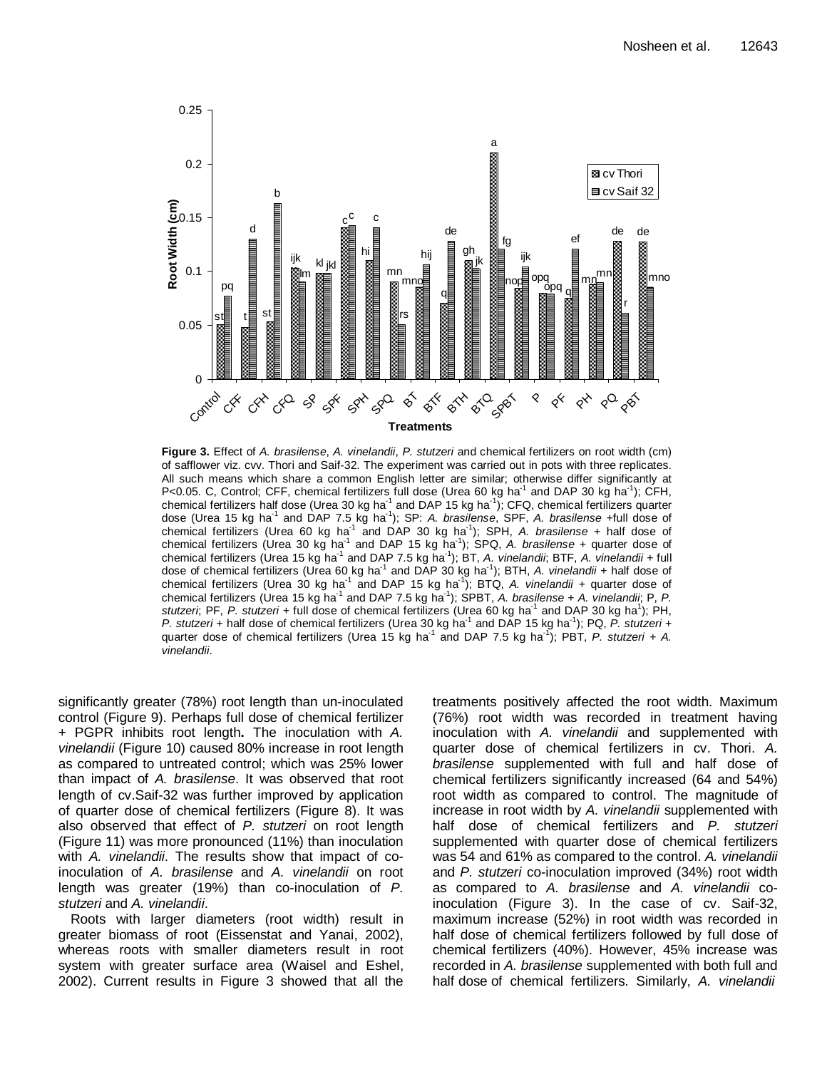**Figure 3.** Effect of *A. brasilense*, *A. vinelandii*, *P. stutzeri* and chemical fertilizers on root width (cm) of safflower viz. cvv. Thori and Saif-32. The experiment was carried out in pots with three replicates. All such means which share a common English letter are similar; otherwise differ significantly at P<0.05. C, Control; CFF, chemical fertilizers full dose (Urea 60 kg ha$^{-1}$ and DAP 30 kg ha$^{-1}$); CFH, chemical fertilizers half dose (Urea 30 kg ha$^{-1}$ and DAP 15 kg ha$^{-1}$); CFQ, chemical fertilizers quarter dose (Urea 15 kg ha$^{-1}$ and DAP 7.5 kg ha$^{-1}$); SP: *A. brasilense*, SPF, *A. brasilense* +full dose of chemical fertilizers (Urea 60 kg ha$^{-1}$ and DAP 30 kg ha$^{-1}$); SPH, *A. brasilense* + half dose of chemical fertilizers (Urea 30 kg ha$^{-1}$ and DAP 15 kg ha$^{-1}$); SPQ, *A. brasilense* + quarter dose of chemical fertilizers (Urea 15 kg ha$^{-1}$ and DAP 7.5 kg ha$^{-1}$); BT, *A. vinelandii*; BTF, *A. vinelandii* + full dose of chemical fertilizers (Urea 60 kg ha$^{-1}$ and DAP 30 kg ha$^{-1}$); BTH, *A. vinelandii* + half dose of chemical fertilizers (Urea 30 kg ha$^{-1}$ and DAP 15 kg ha$^{-1}$); BTQ, *A. vinelandii* + quarter dose of chemical fertilizers (Urea 15 kg ha$^{-1}$ and DAP 7.5 kg ha$^{-1}$); SPBT, *A. brasilense* + *A. vinelandii*; P, *P. stutzeri*; PF, *P. stutzeri* + full dose of chemical fertilizers (Urea 60 kg ha$^{-1}$ and DAP 30 kg ha$^{-1}$); PH, *P. stutzeri* + half dose of chemical fertilizers (Urea 30 kg ha$^{-1}$ and DAP 15 kg ha$^{-1}$); PQ, *P. stutzeri* + quarter dose of chemical fertilizers (Urea 15 kg ha$^{-1}$ and DAP 7.5 kg ha$^{-1}$); PBT, *P. stutzeri* + *A. vinelandii*.

significantly greater (78%) root length than un-inoculated control (Figure 9). Perhaps full dose of chemical fertilizer + PGPR inhibits root length**.** The inoculation with *A. vinelandii* (Figure 10) caused 80% increase in root length as compared to untreated control; which was 25% lower than impact of *A. brasilense*. It was observed that root length of cv.Saif-32 was further improved by application of quarter dose of chemical fertilizers (Figure 8). It was also observed that effect of *P. stutzeri* on root length (Figure 11) was more pronounced (11%) than inoculation with *A. vinelandii*. The results show that impact of co-inoculation of *A. brasilense* and *A. vinelandii* on root length was greater (19%) than co-inoculation of *P. stutzeri* and *A. vinelandii*.

Roots with larger diameters (root width) result in greater biomass of root (Eissenstat and Yanai, 2002), whereas roots with smaller diameters result in root system with greater surface area (Waisel and Eshel, 2002). Current results in Figure 3 showed that all the treatments positively affected the root width. Maximum (76%) root width was recorded in treatment having inoculation with *A. vinelandii* and supplemented with quarter dose of chemical fertilizers in cv. Thori. *A. brasilense* supplemented with full and half dose of chemical fertilizers significantly increased (64 and 54%) root width as compared to control. The magnitude of increase in root width by *A. vinelandii* supplemented with half dose of chemical fertilizers and *P. stutzeri* supplemented with quarter dose of chemical fertilizers was 54 and 61% as compared to the control. *A. vinelandii* and *P. stutzeri* co-inoculation improved (34%) root width as compared to *A. brasilense* and *A. vinelandii* co-inoculation (Figure 3). In the case of cv. Saif-32, maximum increase (52%) in root width was recorded in half dose of chemical fertilizers followed by full dose of chemical fertilizers (40%). However, 45% increase was recorded in *A. brasilense* supplemented with both full and half dose of chemical fertilizers. Similarly, *A. vinelandii*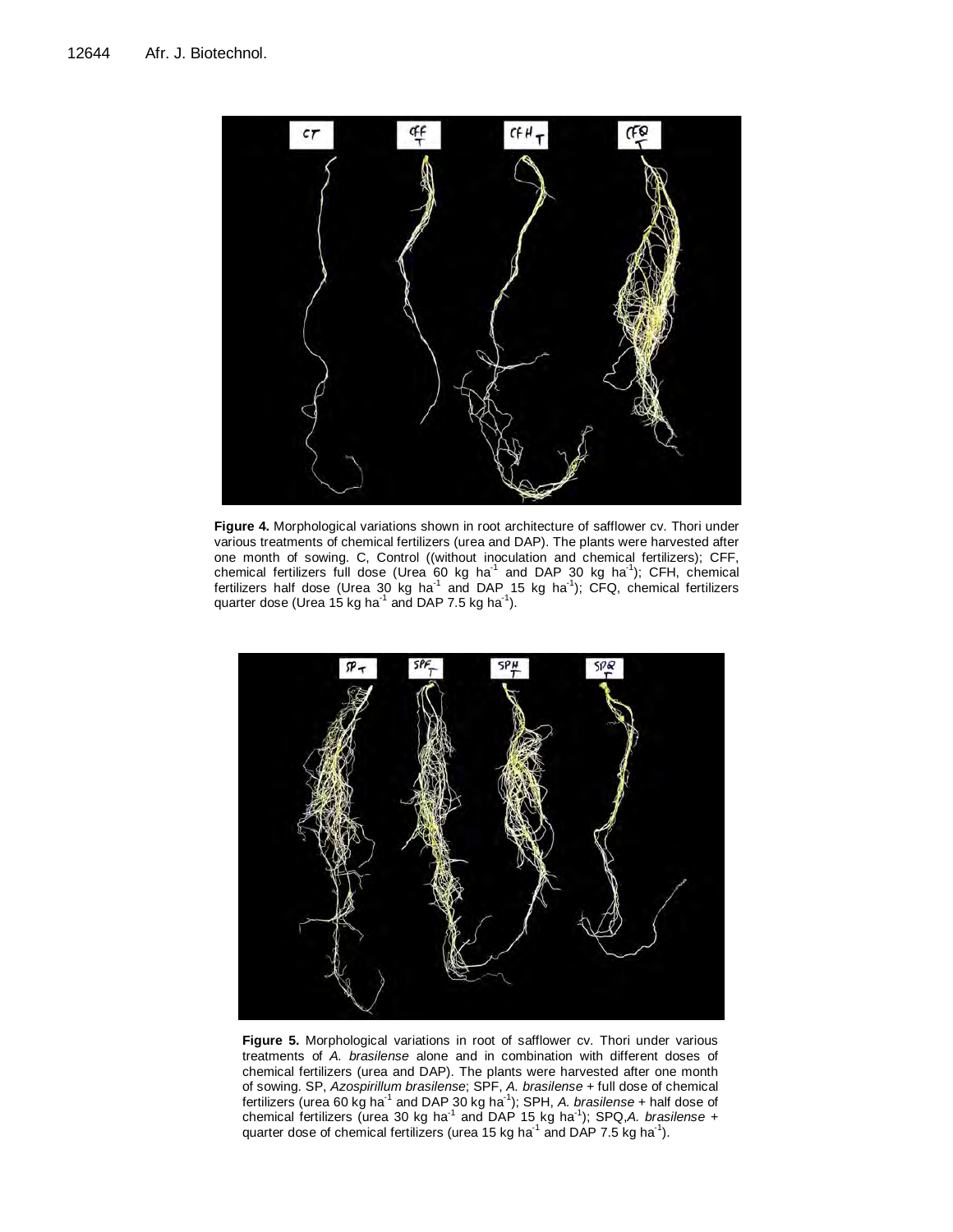**Figure 4.** Morphological variations shown in root architecture of safflower cv. Thori under various treatments of chemical fertilizers (urea and DAP). The plants were harvested after one month of sowing. C, Control ((without inoculation and chemical fertilizers); CFF, chemical fertilizers full dose (Urea 60 kg $ha^{-1}$ and DAP 30 kg $ha^{-1}$); CFH, chemical fertilizers half dose (Urea 30 kg $ha^{-1}$ and DAP 15 kg $ha^{-1}$); CFQ, chemical fertilizers quarter dose (Urea 15 kg $ha^{-1}$ and DAP 7.5 kg $ha^{-1}$).

**Figure 5.** Morphological variations in root of safflower cv. Thori under various treatments of *A. brasilense* alone and in combination with different doses of chemical fertilizers (urea and DAP). The plants were harvested after one month of sowing. SP, *Azospirillum brasilense*; SPF, *A. brasilense* + full dose of chemical fertilizers (urea 60 kg $ha^{-1}$ and DAP 30 kg $ha^{-1}$); SPH, *A. brasilense* + half dose of chemical fertilizers (urea 30 kg $ha^{-1}$ and DAP 15 kg $ha^{-1}$); SPQ, *A. brasilense* + quarter dose of chemical fertilizers (urea 15 kg $ha^{-1}$ and DAP 7.5 kg $ha^{-1}$).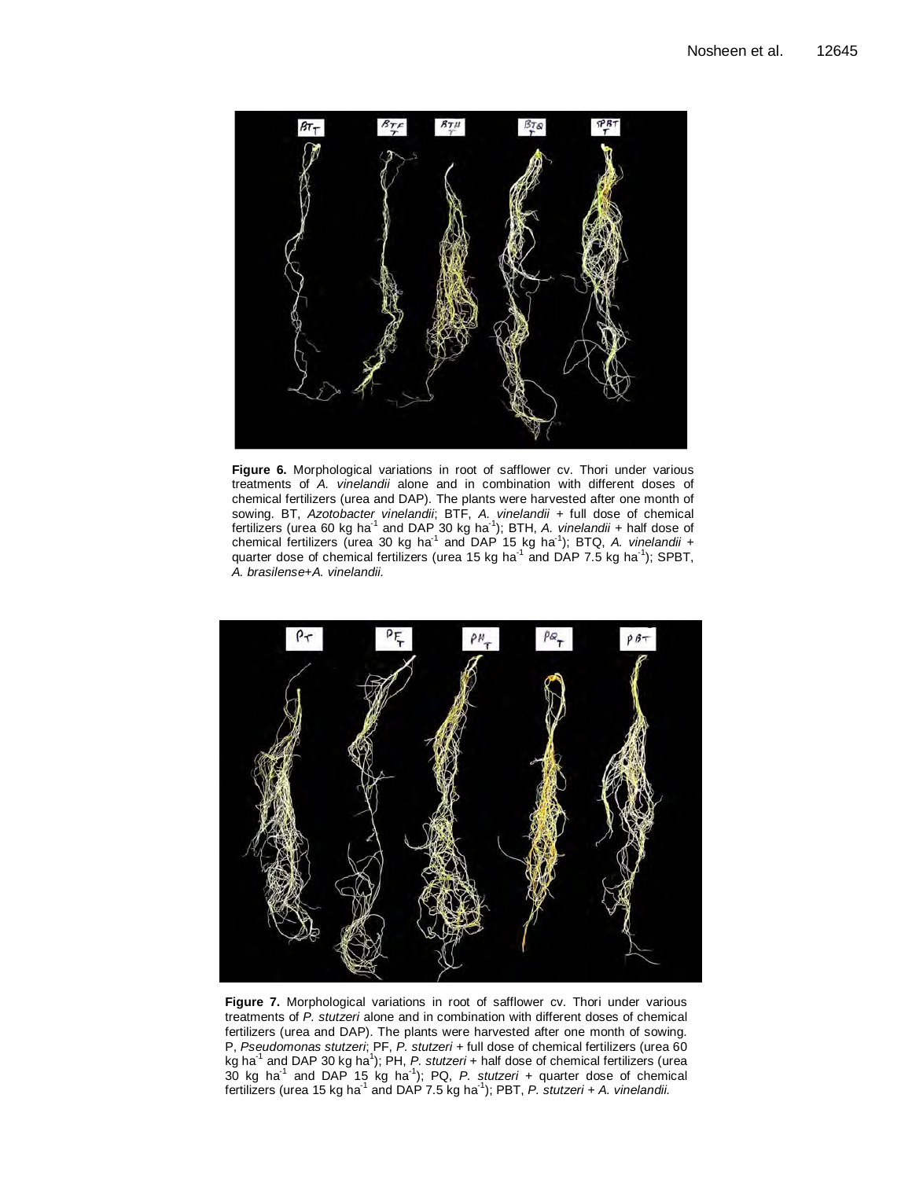**Figure 6.** Morphological variations in root of safflower cv. Thori under various treatments of *A. vinelandii* alone and in combination with different doses of chemical fertilizers (urea and DAP). The plants were harvested after one month of sowing. BT, *Azotobacter vinelandii*; BTF, *A. vinelandii* + full dose of chemical fertilizers (urea 60 kg ha$^{-1}$ and DAP 30 kg ha$^{-1}$); BTH, *A. vinelandii* + half dose of chemical fertilizers (urea 30 kg ha$^{-1}$ and DAP 15 kg ha$^{-1}$); BTQ, *A. vinelandii* + quarter dose of chemical fertilizers (urea 15 kg ha$^{-1}$ and DAP 7.5 kg ha$^{-1}$); SPBT, *A. brasilense*+*A. vinelandii.*

**Figure 7.** Morphological variations in root of safflower cv. Thori under various treatments of *P. stutzeri* alone and in combination with different doses of chemical fertilizers (urea and DAP). The plants were harvested after one month of sowing. P, *Pseudomonas stutzeri*; PF, *P. stutzeri* + full dose of chemical fertilizers (urea 60 kg ha$^{-1}$ and DAP 30 kg ha$^{1}$); PH, *P. stutzeri* + half dose of chemical fertilizers (urea 30 kg ha$^{-1}$ and DAP 15 kg ha$^{-1}$); PQ, *P. stutzeri* + quarter dose of chemical fertilizers (urea 15 kg ha$^{-1}$ and DAP 7.5 kg ha$^{-1}$); PBT, *P. stutzeri* + *A. vinelandii.*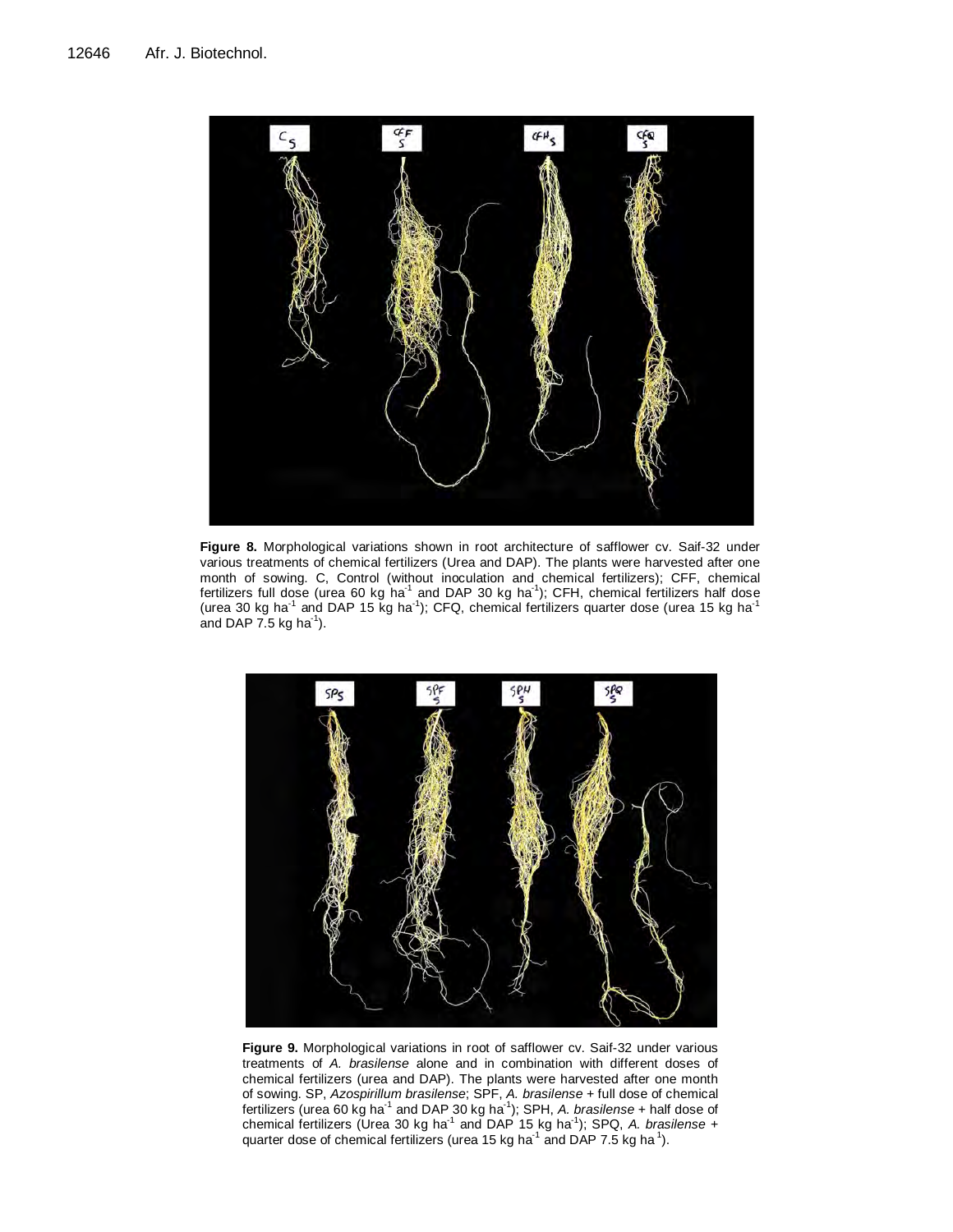**Figure 8.** Morphological variations shown in root architecture of safflower cv. Saif-32 under various treatments of chemical fertilizers (Urea and DAP). The plants were harvested after one month of sowing. C, Control (without inoculation and chemical fertilizers); CFF, chemical fertilizers full dose (urea 60 kg $ha^{-1}$ and DAP 30 kg $ha^{-1}$); CFH, chemical fertilizers half dose (urea 30 kg $ha^{-1}$ and DAP 15 kg $ha^{-1}$); CFQ, chemical fertilizers quarter dose (urea 15 kg $ha^{-1}$ and DAP 7.5 kg $ha^{-1}$).

**Figure 9.** Morphological variations in root of safflower cv. Saif-32 under various treatments of *A. brasilense* alone and in combination with different doses of chemical fertilizers (urea and DAP). The plants were harvested after one month of sowing. SP, *Azospirillum brasilense*; SPF, *A. brasilense* + full dose of chemical fertilizers (urea 60 kg $ha^{-1}$ and DAP 30 kg $ha^{-1}$); SPH, *A. brasilense* + half dose of chemical fertilizers (Urea 30 kg $ha^{-1}$ and DAP 15 kg $ha^{-1}$); SPQ, *A. brasilense* + quarter dose of chemical fertilizers (urea 15 kg $ha^{-1}$ and DAP 7.5 kg $ha^{-1}$).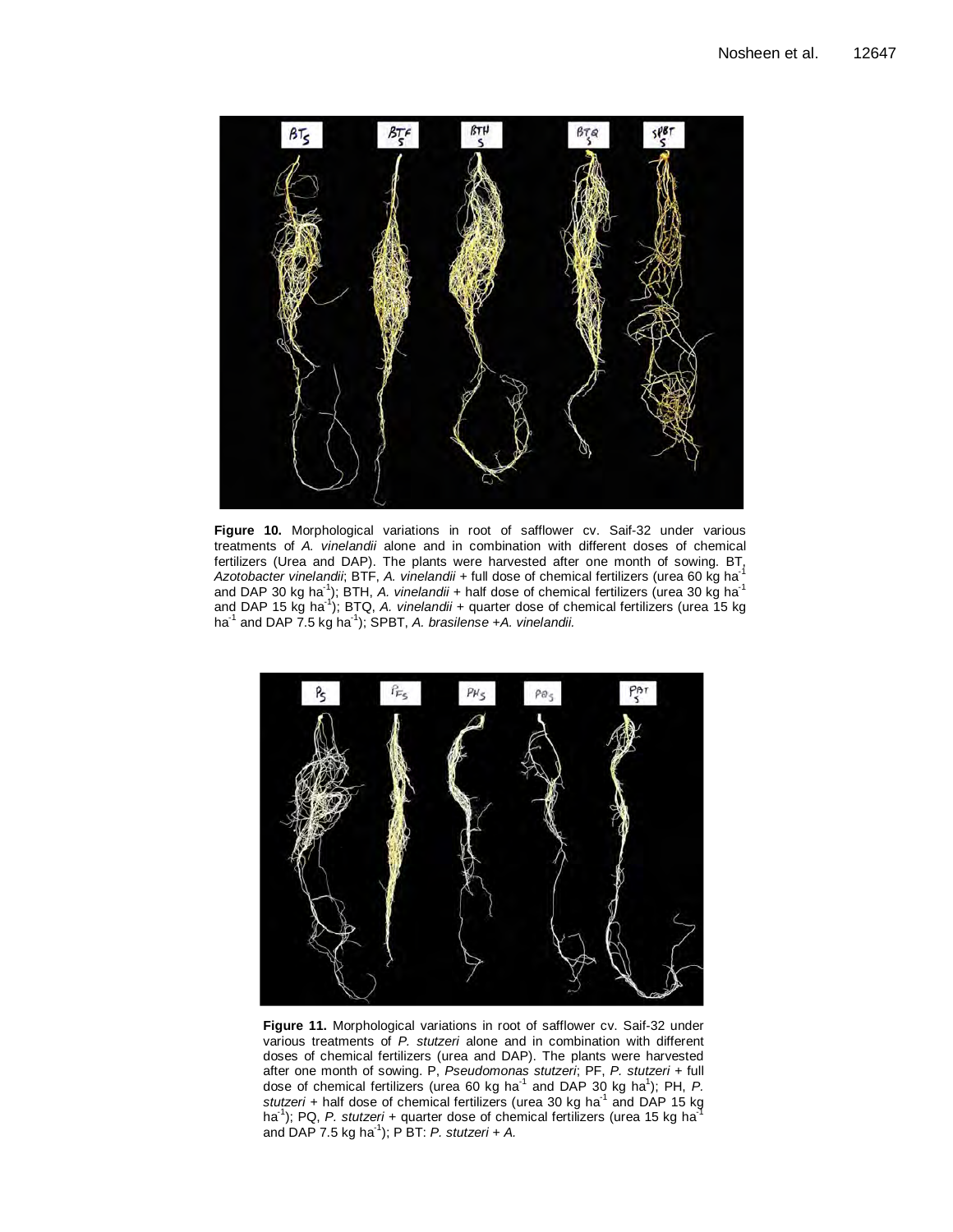**Figure 10.** Morphological variations in root of safflower cv. Saif-32 under various treatments of *A. vinelandii* alone and in combination with different doses of chemical fertilizers (Urea and DAP). The plants were harvested after one month of sowing. BT, *Azotobacter vinelandii*; BTF, *A. vinelandii* + full dose of chemical fertilizers (urea 60 kg ha$^{-1}$ and DAP 30 kg ha$^{-1}$); BTH, *A. vinelandii* + half dose of chemical fertilizers (urea 30 kg ha$^{-1}$ and DAP 15 kg ha$^{-1}$); BTQ, *A. vinelandii* + quarter dose of chemical fertilizers (urea 15 kg ha$^{-1}$ and DAP 7.5 kg ha$^{-1}$); SPBT, *A. brasilense* +*A. vinelandii.*

**Figure 11.** Morphological variations in root of safflower cv. Saif-32 under various treatments of *P. stutzeri* alone and in combination with different doses of chemical fertilizers (urea and DAP). The plants were harvested after one month of sowing. P, *Pseudomonas stutzeri*; PF, *P. stutzeri* + full dose of chemical fertilizers (urea 60 kg ha$^{-1}$ and DAP 30 kg ha$^{1}$); PH, *P. stutzeri* + half dose of chemical fertilizers (urea 30 kg ha$^{-1}$ and DAP 15 kg ha$^{-1}$); PQ, *P. stutzeri* + quarter dose of chemical fertilizers (urea 15 kg ha$^{-1}$ and DAP 7.5 kg ha$^{-1}$); P BT: *P. stutzeri* + *A.*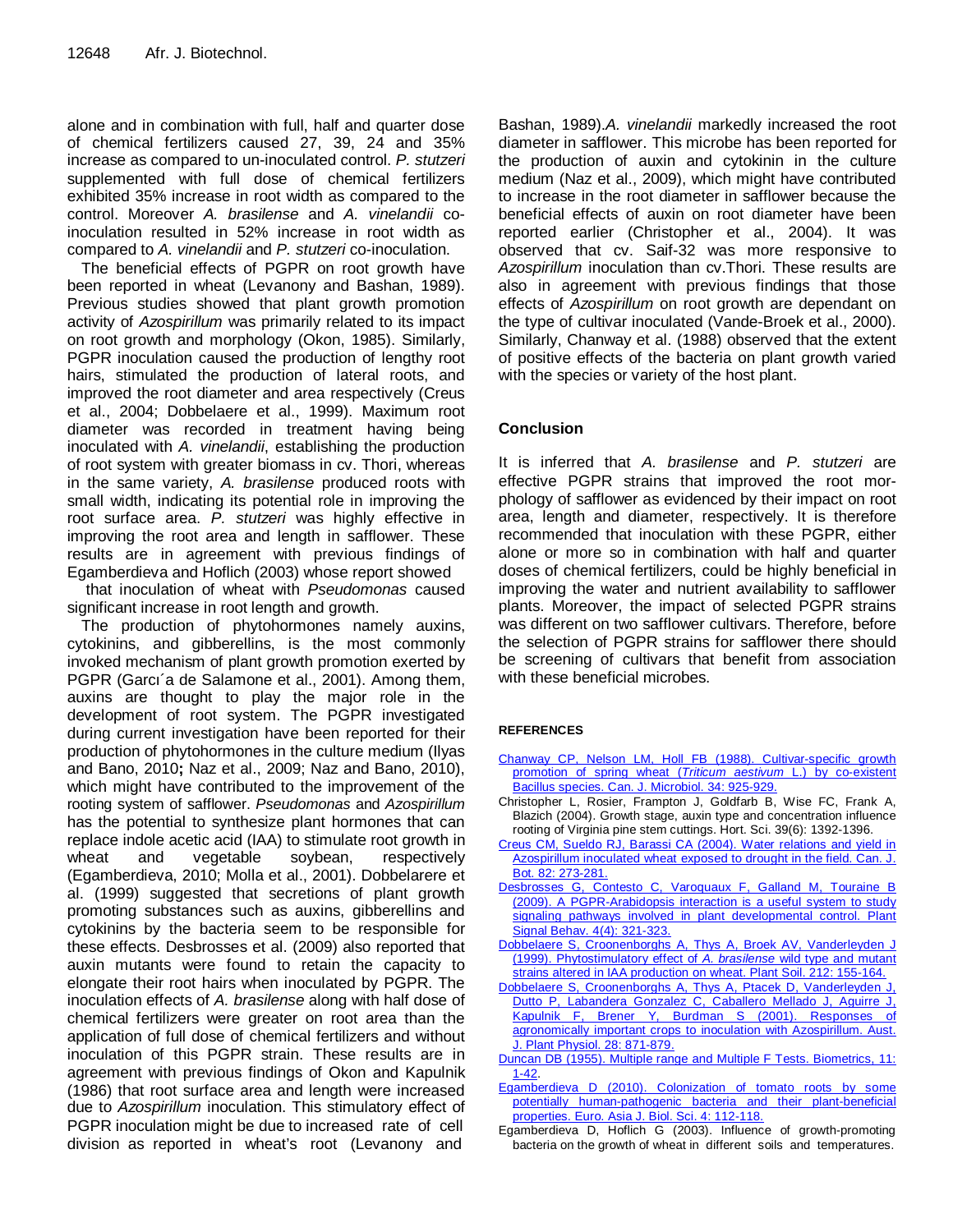alone and in combination with full, half and quarter dose of chemical fertilizers caused 27, 39, 24 and 35% increase as compared to un-inoculated control. *P. stutzeri* supplemented with full dose of chemical fertilizers exhibited 35% increase in root width as compared to the control. Moreover *A. brasilense* and *A. vinelandii* co-inoculation resulted in 52% increase in root width as compared to *A. vinelandii* and *P. stutzeri* co-inoculation.

The beneficial effects of PGPR on root growth have been reported in wheat (Levanony and Bashan, 1989). Previous studies showed that plant growth promotion activity of *Azospirillum* was primarily related to its impact on root growth and morphology (Okon, 1985). Similarly, PGPR inoculation caused the production of lengthy root hairs, stimulated the production of lateral roots, and improved the root diameter and area respectively (Creus et al., 2004; Dobbelaere et al., 1999). Maximum root diameter was recorded in treatment having being inoculated with *A. vinelandii*, establishing the production of root system with greater biomass in cv. Thori, whereas in the same variety, *A. brasilense* produced roots with small width, indicating its potential role in improving the root surface area. *P. stutzeri* was highly effective in improving the root area and length in safflower. These results are in agreement with previous findings of Egamberdieva and Hoflich (2003) whose report showed that inoculation of wheat with *Pseudomonas* caused significant increase in root length and growth.

The production of phytohormones namely auxins, cytokinins, and gibberellins, is the most commonly invoked mechanism of plant growth promotion exerted by PGPR (Garcı´a de Salamone et al., 2001). Among them, auxins are thought to play the major role in the development of root system. The PGPR investigated during current investigation have been reported for their production of phytohormones in the culture medium (Ilyas and Bano, 2010**;** Naz et al., 2009; Naz and Bano, 2010), which might have contributed to the improvement of the rooting system of safflower. *Pseudomonas* and *Azospirillum* has the potential to synthesize plant hormones that can replace indole acetic acid (IAA) to stimulate root growth in wheat and vegetable soybean, respectively (Egamberdieva, 2010; Molla et al., 2001). Dobbelarere et al. (1999) suggested that secretions of plant growth promoting substances such as auxins, gibberellins and cytokinins by the bacteria seem to be responsible for these effects. Desbrosses et al. (2009) also reported that auxin mutants were found to retain the capacity to elongate their root hairs when inoculated by PGPR. The inoculation effects of *A. brasilense* along with half dose of chemical fertilizers were greater on root area than the application of full dose of chemical fertilizers and without inoculation of this PGPR strain. These results are in agreement with previous findings of Okon and Kapulnik (1986) that root surface area and length were increased due to *Azospirillum* inoculation. This stimulatory effect of PGPR inoculation might be due to increased rate of cell division as reported in wheat's root (Levanony and Bashan, 1989).*A. vinelandii* markedly increased the root diameter in safflower. This microbe has been reported for the production of auxin and cytokinin in the culture medium (Naz et al., 2009), which might have contributed to increase in the root diameter in safflower because the beneficial effects of auxin on root diameter have been reported earlier (Christopher et al., 2004). It was observed that cv. Saif-32 was more responsive to *Azospirillum* inoculation than cv.Thori. These results are also in agreement with previous findings that those effects of *Azospirillum* on root growth are dependant on the type of cultivar inoculated (Vande-Broek et al., 2000). Similarly, Chanway et al. (1988) observed that the extent of positive effects of the bacteria on plant growth varied with the species or variety of the host plant.

## Conclusion

It is inferred that *A. brasilense* and *P. stutzeri* are effective PGPR strains that improved the root morphology of safflower as evidenced by their impact on root area, length and diameter, respectively. It is therefore recommended that inoculation with these PGPR, either alone or more so in combination with half and quarter doses of chemical fertilizers, could be highly beneficial in improving the water and nutrient availability to safflower plants. Moreover, the impact of selected PGPR strains was different on two safflower cultivars. Therefore, before the selection of PGPR strains for safflower there should be screening of cultivars that benefit from association with these beneficial microbes.

## REFERENCES

Chanway CP, Nelson LM, Holl FB (1988). Cultivar-specific growth promotion of spring wheat (*Triticum aestivum* L.) by co-existent Bacillus species. Can. J. Microbiol. 34: 925-929.

Christopher L, Rosier, Frampton J, Goldfarb B, Wise FC, Frank A, Blazich (2004). Growth stage, auxin type and concentration influence rooting of Virginia pine stem cuttings. Hort. Sci. 39(6): 1392-1396.

Creus CM, Sueldo RJ, Barassi CA (2004). Water relations and yield in Azospirillum inoculated wheat exposed to drought in the field. Can. J. Bot. 82: 273-281.

Desbrosses G, Contesto C, Varoquaux F, Galland M, Touraine B (2009). A PGPR-Arabidopsis interaction is a useful system to study signaling pathways involved in plant developmental control. Plant Signal Behav. 4(4): 321-323.

Dobbelaere S, Croonenborghs A, Thys A, Broek AV, Vanderleyden J (1999). Phytostimulatory effect of *A. brasilense* wild type and mutant strains altered in IAA production on wheat. Plant Soil. 212: 155-164.

Dobbelaere S, Croonenborghs A, Thys A, Ptacek D, Vanderleyden J, Dutto P, Labandera Gonzalez C, Caballero Mellado J, Aguirre J, Kapulnik F, Brener Y, Burdman S (2001). Responses of agronomically important crops to inoculation with Azospirillum. Aust. J. Plant Physiol. 28: 871-879.

Duncan DB (1955). Multiple range and Multiple F Tests. Biometrics, 11: 1-42.

Egamberdieva D (2010). Colonization of tomato roots by some potentially human-pathogenic bacteria and their plant-beneficial properties. Euro. Asia J. Biol. Sci. 4: 112-118.

Egamberdieva D, Hoflich G (2003). Influence of growth-promoting bacteria on the growth of wheat in different soils and temperatures.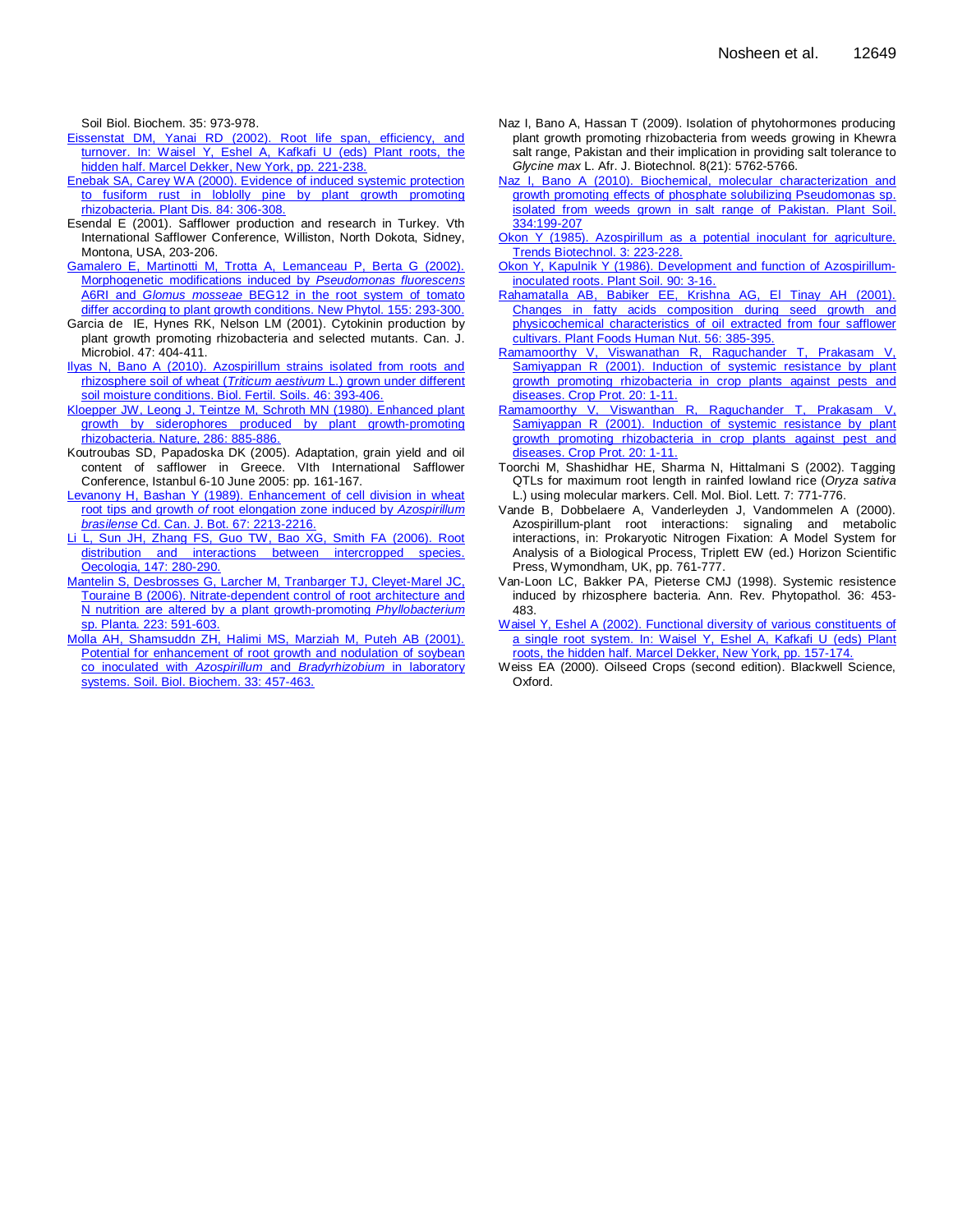Soil Biol. Biochem. 35: 973-978.

Eissenstat DM, Yanai RD (2002). Root life span, efficiency, and turnover. In: Waisel Y, Eshel A, Kafkafi U (eds) Plant roots, the hidden half. Marcel Dekker, New York, pp. 221-238.

Enebak SA, Carey WA (2000). Evidence of induced systemic protection to fusiform rust in loblolly pine by plant growth promoting rhizobacteria. Plant Dis. 84: 306-308.

Esendal E (2001). Safflower production and research in Turkey. Vth International Safflower Conference, Williston, North Dokota, Sidney, Montona, USA, 203-206.

Gamalero E, Martinotti M, Trotta A, Lemanceau P, Berta G (2002). Morphogenetic modifications induced by *Pseudomonas fluorescens* A6RI and *Glomus mosseae* BEG12 in the root system of tomato differ according to plant growth conditions. New Phytol. 155: 293-300.

Garcia de IE, Hynes RK, Nelson LM (2001). Cytokinin production by plant growth promoting rhizobacteria and selected mutants. Can. J. Microbiol. 47: 404-411.

Ilyas N, Bano A (2010). Azospirillum strains isolated from roots and rhizosphere soil of wheat (*Triticum aestivum* L.) grown under different soil moisture conditions. Biol. Fertil. Soils. 46: 393-406.

Kloepper JW, Leong J, Teintze M, Schroth MN (1980). Enhanced plant growth by siderophores produced by plant growth-promoting rhizobacteria. Nature, 286: 885-886.

Koutroubas SD, Papadoska DK (2005). Adaptation, grain yield and oil content of safflower in Greece. VIth International Safflower Conference, Istanbul 6-10 June 2005: pp. 161-167.

Levanony H, Bashan Y (1989). Enhancement of cell division in wheat root tips and growth *of* root elongation zone induced by *Azospirillum brasilense* Cd. Can. J. Bot. 67: 2213-2216.

Li L, Sun JH, Zhang FS, Guo TW, Bao XG, Smith FA (2006). Root distribution and interactions between intercropped species. Oecologia, 147: 280-290.

Mantelin S, Desbrosses G, Larcher M, Tranbarger TJ, Cleyet-Marel JC, Touraine B (2006). Nitrate-dependent control of root architecture and N nutrition are altered by a plant growth-promoting *Phyllobacterium* sp. Planta. 223: 591-603.

Molla AH, Shamsuddn ZH, Halimi MS, Marziah M, Puteh AB (2001). Potential for enhancement of root growth and nodulation of soybean co inoculated with *Azospirillum* and *Bradyrhizobium* in laboratory systems. Soil. Biol. Biochem. 33: 457-463.

Naz I, Bano A, Hassan T (2009). Isolation of phytohormones producing plant growth promoting rhizobacteria from weeds growing in Khewra salt range, Pakistan and their implication in providing salt tolerance to *Glycine max* L. Afr. J. Biotechnol. 8(21): 5762-5766.

Naz I, Bano A (2010). Biochemical, molecular characterization and growth promoting effects of phosphate solubilizing Pseudomonas sp. isolated from weeds grown in salt range of Pakistan. Plant Soil. 334:199-207

Okon Y (1985). Azospirillum as a potential inoculant for agriculture. Trends Biotechnol. 3: 223-228.

Okon Y, Kapulnik Y (1986). Development and function of Azospirillum-inoculated roots. Plant Soil. 90: 3-16.

Rahamatalla AB, Babiker EE, Krishna AG, El Tinay AH (2001). Changes in fatty acids composition during seed growth and physicochemical characteristics of oil extracted from four safflower cultivars. Plant Foods Human Nut. 56: 385-395.

Ramamoorthy V, Viswanathan R, Raguchander T, Prakasam V, Samiyappan R (2001). Induction of systemic resistance by plant growth promoting rhizobacteria in crop plants against pests and diseases. Crop Prot. 20: 1-11.

Ramamoorthy V, Viswanthan R, Raguchander T, Prakasam V, Samiyappan R (2001). Induction of systemic resistance by plant growth promoting rhizobacteria in crop plants against pest and diseases. Crop Prot. 20: 1-11.

Toorchi M, Shashidhar HE, Sharma N, Hittalmani S (2002). Tagging QTLs for maximum root length in rainfed lowland rice (*Oryza sativa* L.) using molecular markers. Cell. Mol. Biol. Lett. 7: 771-776.

Vande B, Dobbelaere A, Vanderleyden J, Vandommelen A (2000). Azospirillum-plant root interactions: signaling and metabolic interactions, in: Prokaryotic Nitrogen Fixation: A Model System for Analysis of a Biological Process, Triplett EW (ed.) Horizon Scientific Press, Wymondham, UK, pp. 761-777.

Van-Loon LC, Bakker PA, Pieterse CMJ (1998). Systemic resistence induced by rhizosphere bacteria. Ann. Rev. Phytopathol. 36: 453-483.

Waisel Y, Eshel A (2002). Functional diversity of various constituents of a single root system. In: Waisel Y, Eshel A, Kafkafi U (eds) Plant roots, the hidden half. Marcel Dekker, New York, pp. 157-174.

Weiss EA (2000). Oilseed Crops (second edition). Blackwell Science, Oxford.